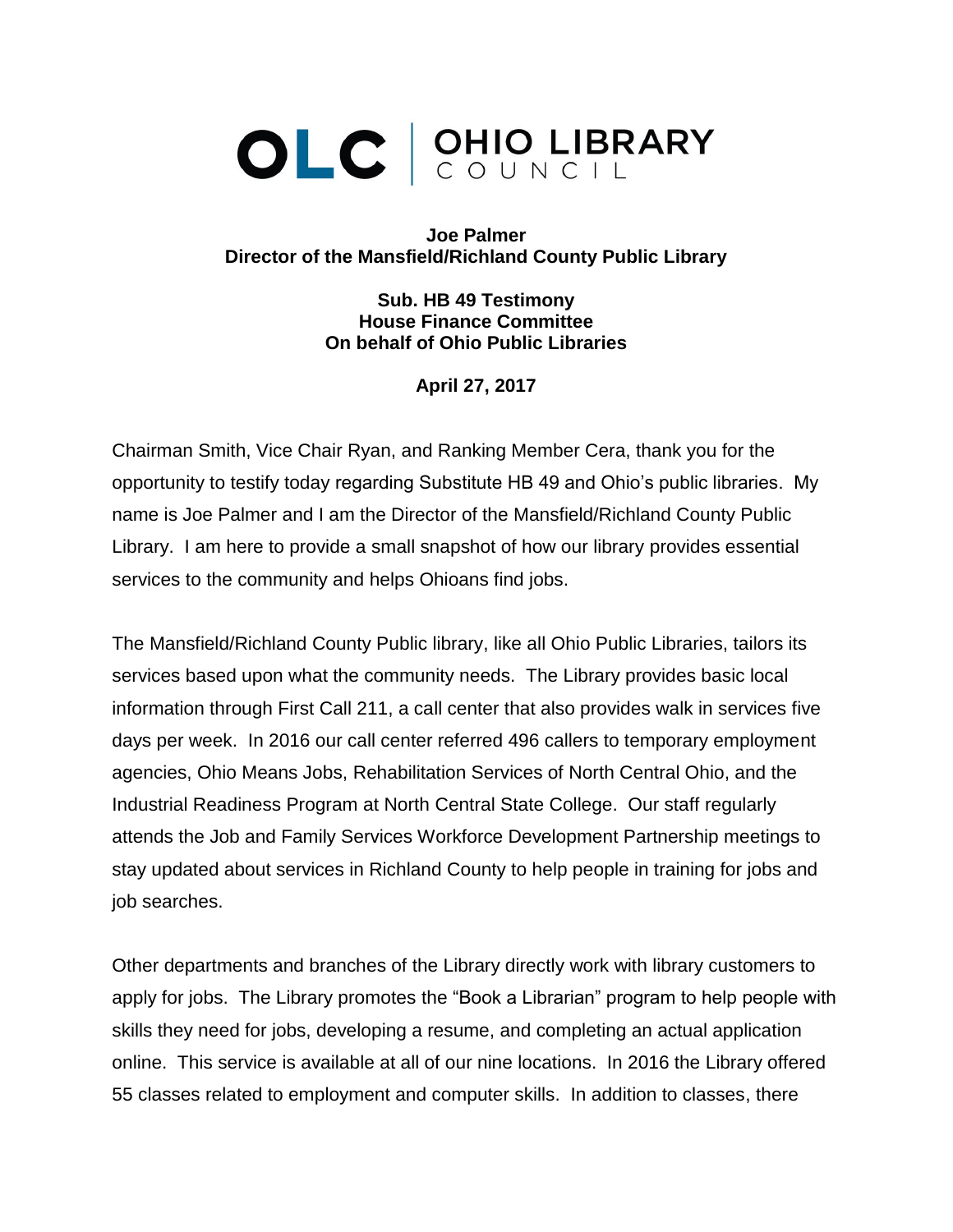OLC | OHIO LIBRARY COUNCIL

**Joe Palmer**
**Director of the Mansfield/Richland County Public Library**

**Sub. HB 49 Testimony**
**House Finance Committee**
**On behalf of Ohio Public Libraries**

**April 27, 2017**

Chairman Smith, Vice Chair Ryan, and Ranking Member Cera, thank you for the opportunity to testify today regarding Substitute HB 49 and Ohio's public libraries. My name is Joe Palmer and I am the Director of the Mansfield/Richland County Public Library. I am here to provide a small snapshot of how our library provides essential services to the community and helps Ohioans find jobs.

The Mansfield/Richland County Public library, like all Ohio Public Libraries, tailors its services based upon what the community needs. The Library provides basic local information through First Call 211, a call center that also provides walk in services five days per week. In 2016 our call center referred 496 callers to temporary employment agencies, Ohio Means Jobs, Rehabilitation Services of North Central Ohio, and the Industrial Readiness Program at North Central State College. Our staff regularly attends the Job and Family Services Workforce Development Partnership meetings to stay updated about services in Richland County to help people in training for jobs and job searches.

Other departments and branches of the Library directly work with library customers to apply for jobs. The Library promotes the "Book a Librarian" program to help people with skills they need for jobs, developing a resume, and completing an actual application online. This service is available at all of our nine locations. In 2016 the Library offered 55 classes related to employment and computer skills. In addition to classes, there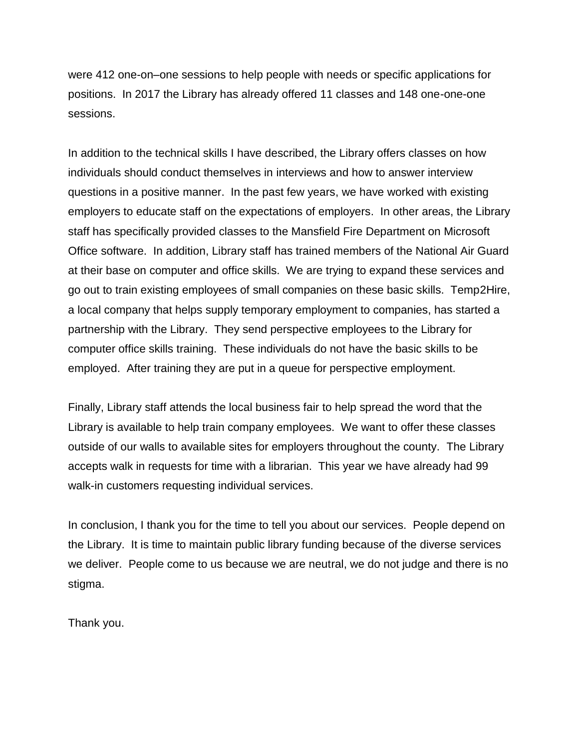were 412 one-on–one sessions to help people with needs or specific applications for positions. In 2017 the Library has already offered 11 classes and 148 one-one-one sessions.

In addition to the technical skills I have described, the Library offers classes on how individuals should conduct themselves in interviews and how to answer interview questions in a positive manner. In the past few years, we have worked with existing employers to educate staff on the expectations of employers. In other areas, the Library staff has specifically provided classes to the Mansfield Fire Department on Microsoft Office software. In addition, Library staff has trained members of the National Air Guard at their base on computer and office skills. We are trying to expand these services and go out to train existing employees of small companies on these basic skills. Temp2Hire, a local company that helps supply temporary employment to companies, has started a partnership with the Library. They send perspective employees to the Library for computer office skills training. These individuals do not have the basic skills to be employed. After training they are put in a queue for perspective employment.

Finally, Library staff attends the local business fair to help spread the word that the Library is available to help train company employees. We want to offer these classes outside of our walls to available sites for employers throughout the county. The Library accepts walk in requests for time with a librarian. This year we have already had 99 walk-in customers requesting individual services.

In conclusion, I thank you for the time to tell you about our services. People depend on the Library. It is time to maintain public library funding because of the diverse services we deliver. People come to us because we are neutral, we do not judge and there is no stigma.

Thank you.